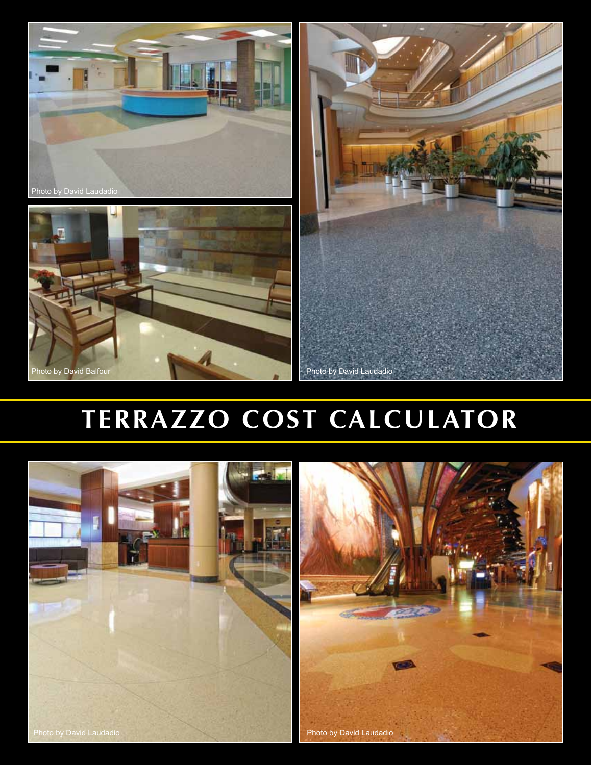Photo by David Laudadio

Photo by David Balfour

Photo by David Laudadio

# TERRAZZO COST CALCULATOR

Photo by David Laudadio

Photo by David Laudadio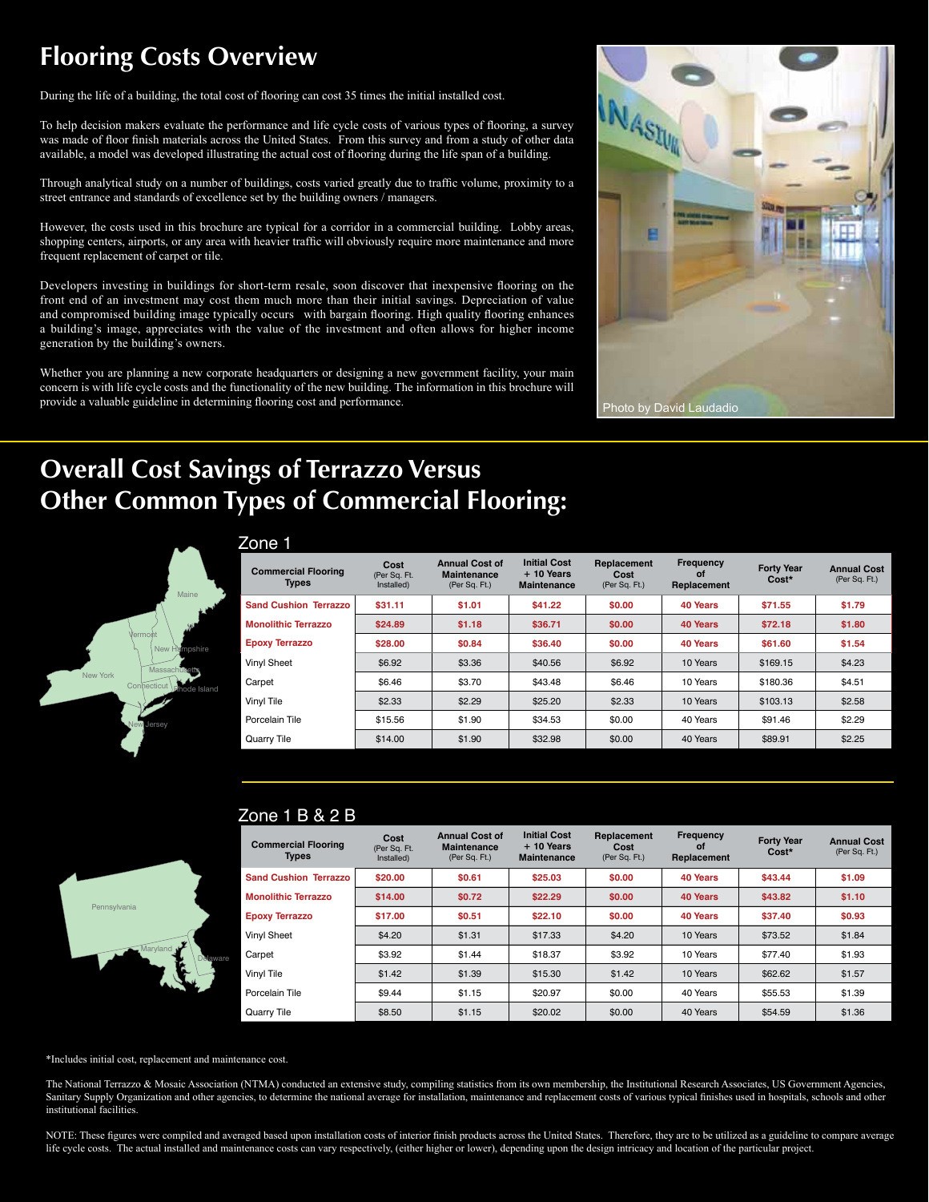# Flooring Costs Overview

During the life of a building, the total cost of flooring can cost 35 times the initial installed cost.

To help decision makers evaluate the performance and life cycle costs of various types of flooring, a survey was made of floor finish materials across the United States. From this survey and from a study of other data available, a model was developed illustrating the actual cost of flooring during the life span of a building.

Through analytical study on a number of buildings, costs varied greatly due to traffic volume, proximity to a street entrance and standards of excellence set by the building owners / managers.

However, the costs used in this brochure are typical for a corridor in a commercial building. Lobby areas, shopping centers, airports, or any area with heavier traffic will obviously require more maintenance and more frequent replacement of carpet or tile.

Developers investing in buildings for short-term resale, soon discover that inexpensive flooring on the front end of an investment may cost them much more than their initial savings. Depreciation of value and compromised building image typically occurs with bargain flooring. High quality flooring enhances a building's image, appreciates with the value of the investment and often allows for higher income generation by the building's owners.

Whether you are planning a new corporate headquarters or designing a new government facility, your main concern is with life cycle costs and the functionality of the new building. The information in this brochure will provide a valuable guideline in determining flooring cost and performance.

Photo by David Laudadio

# Overall Cost Savings of Terrazzo Versus Other Common Types of Commercial Flooring:

## Zone 1

Maine, Vermont, New Hampshire, New York, Massachusetts, Connecticut, Rhode Island, New Jersey

| Commercial Flooring Types | Cost (Per Sq. Ft. Installed) | Annual Cost of Maintenance (Per Sq. Ft.) | Initial Cost + 10 Years Maintenance | Replacement Cost (Per Sq. Ft.) | Frequency of Replacement | Forty Year Cost* | Annual Cost (Per Sq. Ft.) |
|---|---|---|---|---|---|---|---|
| **Sand Cushion Terrazzo** | **$31.11** | **$1.01** | **$41.22** | **$0.00** | **40 Years** | **$71.55** | **$1.79** |
| **Monolithic Terrazzo** | **$24.89** | **$1.18** | **$36.71** | **$0.00** | **40 Years** | **$72.18** | **$1.80** |
| **Epoxy Terrazzo** | **$28.00** | **$0.84** | **$36.40** | **$0.00** | **40 Years** | **$61.60** | **$1.54** |
| Vinyl Sheet | $6.92 | $3.36 | $40.56 | $6.92 | 10 Years | $169.15 | $4.23 |
| Carpet | $6.46 | $3.70 | $43.48 | $6.46 | 10 Years | $180.36 | $4.51 |
| Vinyl Tile | $2.33 | $2.29 | $25.20 | $2.33 | 10 Years | $103.13 | $2.58 |
| Porcelain Tile | $15.56 | $1.90 | $34.53 | $0.00 | 40 Years | $91.46 | $2.29 |
| Quarry Tile | $14.00 | $1.90 | $32.98 | $0.00 | 40 Years | $89.91 | $2.25 |

## Zone 1 B & 2 B

Pennsylvania, Maryland, Delaware

| Commercial Flooring Types | Cost (Per Sq. Ft. Installed) | Annual Cost of Maintenance (Per Sq. Ft.) | Initial Cost + 10 Years Maintenance | Replacement Cost (Per Sq. Ft.) | Frequency of Replacement | Forty Year Cost* | Annual Cost (Per Sq. Ft.) |
|---|---|---|---|---|---|---|---|
| **Sand Cushion Terrazzo** | **$20.00** | **$0.61** | **$25.03** | **$0.00** | **40 Years** | **$43.44** | **$1.09** |
| **Monolithic Terrazzo** | **$14.00** | **$0.72** | **$22.29** | **$0.00** | **40 Years** | **$43.82** | **$1.10** |
| **Epoxy Terrazzo** | **$17.00** | **$0.51** | **$22.10** | **$0.00** | **40 Years** | **$37.40** | **$0.93** |
| Vinyl Sheet | $4.20 | $1.31 | $17.33 | $4.20 | 10 Years | $73.52 | $1.84 |
| Carpet | $3.92 | $1.44 | $18.37 | $3.92 | 10 Years | $77.40 | $1.93 |
| Vinyl Tile | $1.42 | $1.39 | $15.30 | $1.42 | 10 Years | $62.62 | $1.57 |
| Porcelain Tile | $9.44 | $1.15 | $20.97 | $0.00 | 40 Years | $55.53 | $1.39 |
| Quarry Tile | $8.50 | $1.15 | $20.02 | $0.00 | 40 Years | $54.59 | $1.36 |

*Includes initial cost, replacement and maintenance cost.

The National Terrazzo & Mosaic Association (NTMA) conducted an extensive study, compiling statistics from its own membership, the Institutional Research Associates, US Government Agencies, Sanitary Supply Organization and other agencies, to determine the national average for installation, maintenance and replacement costs of various typical finishes used in hospitals, schools and other institutional facilities.

NOTE: These figures were compiled and averaged based upon installation costs of interior finish products across the United States. Therefore, they are to be utilized as a guideline to compare average life cycle costs. The actual installed and maintenance costs can vary respectively, (either higher or lower), depending upon the design intricacy and location of the particular project.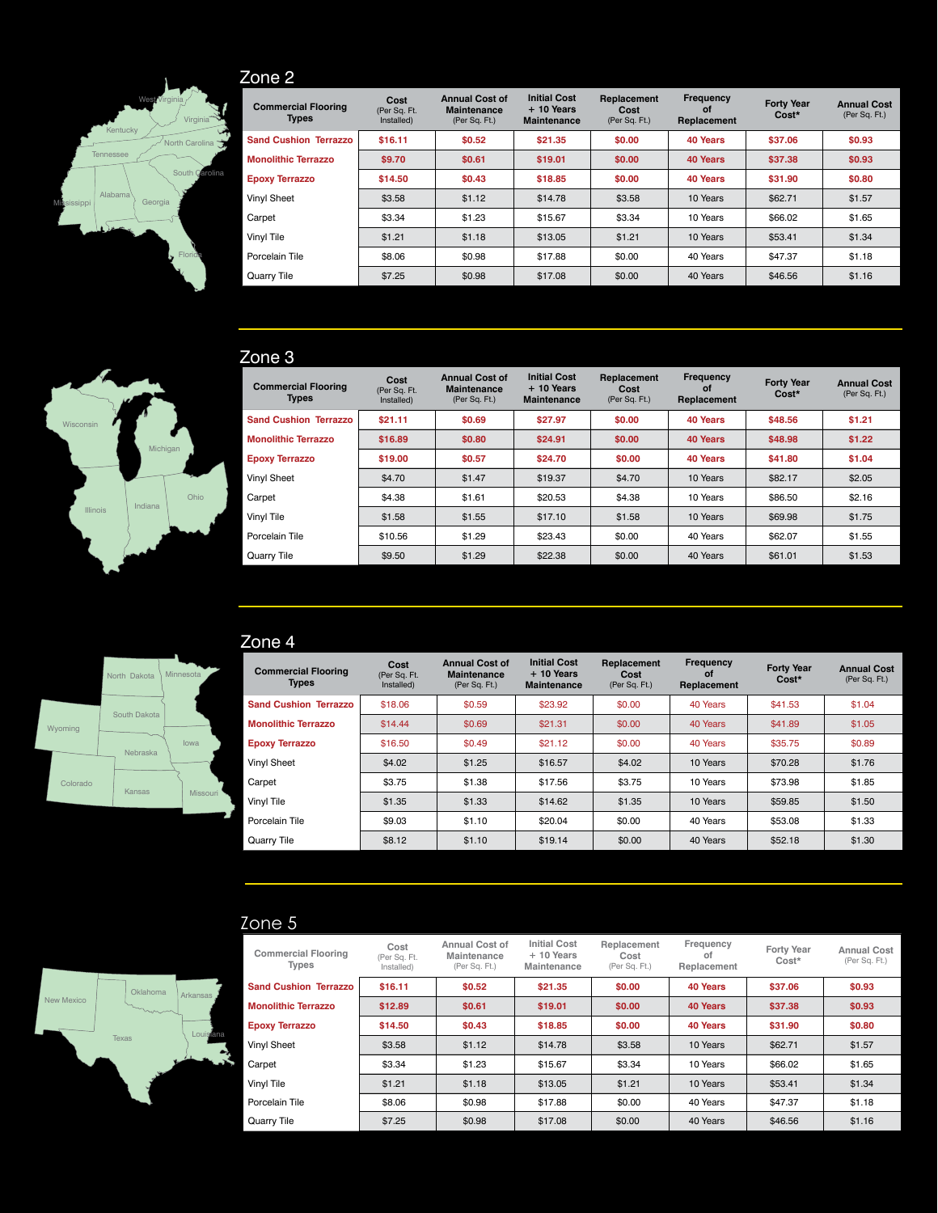## Zone 2

West Virginia, Virginia, Kentucky, North Carolina, Tennessee, South Carolina, Alabama, Georgia, Mississippi, Florida

| Commercial Flooring Types | Cost (Per Sq. Ft. Installed) | Annual Cost of Maintenance (Per Sq. Ft.) | Initial Cost + 10 Years Maintenance | Replacement Cost (Per Sq. Ft.) | Frequency of Replacement | Forty Year Cost* | Annual Cost (Per Sq. Ft.) |
|---|---|---|---|---|---|---|---|
| **Sand Cushion Terrazzo** | **$16.11** | **$0.52** | **$21.35** | **$0.00** | **40 Years** | **$37.06** | **$0.93** |
| **Monolithic Terrazzo** | **$9.70** | **$0.61** | **$19.01** | **$0.00** | **40 Years** | **$37.38** | **$0.93** |
| **Epoxy Terrazzo** | **$14.50** | **$0.43** | **$18.85** | **$0.00** | **40 Years** | **$31.90** | **$0.80** |
| Vinyl Sheet | $3.58 | $1.12 | $14.78 | $3.58 | 10 Years | $62.71 | $1.57 |
| Carpet | $3.34 | $1.23 | $15.67 | $3.34 | 10 Years | $66.02 | $1.65 |
| Vinyl Tile | $1.21 | $1.18 | $13.05 | $1.21 | 10 Years | $53.41 | $1.34 |
| Porcelain Tile | $8.06 | $0.98 | $17.88 | $0.00 | 40 Years | $47.37 | $1.18 |
| Quarry Tile | $7.25 | $0.98 | $17.08 | $0.00 | 40 Years | $46.56 | $1.16 |

## Zone 3

Wisconsin, Michigan, Illinois, Indiana, Ohio

| Commercial Flooring Types | Cost (Per Sq. Ft. Installed) | Annual Cost of Maintenance (Per Sq. Ft.) | Initial Cost + 10 Years Maintenance | Replacement Cost (Per Sq. Ft.) | Frequency of Replacement | Forty Year Cost* | Annual Cost (Per Sq. Ft.) |
|---|---|---|---|---|---|---|---|
| **Sand Cushion Terrazzo** | **$21.11** | **$0.69** | **$27.97** | **$0.00** | **40 Years** | **$48.56** | **$1.21** |
| **Monolithic Terrazzo** | **$16.89** | **$0.80** | **$24.91** | **$0.00** | **40 Years** | **$48.98** | **$1.22** |
| **Epoxy Terrazzo** | **$19.00** | **$0.57** | **$24.70** | **$0.00** | **40 Years** | **$41.80** | **$1.04** |
| Vinyl Sheet | $4.70 | $1.47 | $19.37 | $4.70 | 10 Years | $82.17 | $2.05 |
| Carpet | $4.38 | $1.61 | $20.53 | $4.38 | 10 Years | $86.50 | $2.16 |
| Vinyl Tile | $1.58 | $1.55 | $17.10 | $1.58 | 10 Years | $69.98 | $1.75 |
| Porcelain Tile | $10.56 | $1.29 | $23.43 | $0.00 | 40 Years | $62.07 | $1.55 |
| Quarry Tile | $9.50 | $1.29 | $22.38 | $0.00 | 40 Years | $61.01 | $1.53 |

## Zone 4

North Dakota, Minnesota, South Dakota, Wyoming, Nebraska, Iowa, Colorado, Kansas, Missouri

| Commercial Flooring Types | Cost (Per Sq. Ft. Installed) | Annual Cost of Maintenance (Per Sq. Ft.) | Initial Cost + 10 Years Maintenance | Replacement Cost (Per Sq. Ft.) | Frequency of Replacement | Forty Year Cost* | Annual Cost (Per Sq. Ft.) |
|---|---|---|---|---|---|---|---|
| **Sand Cushion Terrazzo** | $18.06 | $0.59 | $23.92 | $0.00 | 40 Years | $41.53 | $1.04 |
| **Monolithic Terrazzo** | $14.44 | $0.69 | $21.31 | $0.00 | 40 Years | $41.89 | $1.05 |
| **Epoxy Terrazzo** | $16.50 | $0.49 | $21.12 | $0.00 | 40 Years | $35.75 | $0.89 |
| Vinyl Sheet | $4.02 | $1.25 | $16.57 | $4.02 | 10 Years | $70.28 | $1.76 |
| Carpet | $3.75 | $1.38 | $17.56 | $3.75 | 10 Years | $73.98 | $1.85 |
| Vinyl Tile | $1.35 | $1.33 | $14.62 | $1.35 | 10 Years | $59.85 | $1.50 |
| Porcelain Tile | $9.03 | $1.10 | $20.04 | $0.00 | 40 Years | $53.08 | $1.33 |
| Quarry Tile | $8.12 | $1.10 | $19.14 | $0.00 | 40 Years | $52.18 | $1.30 |

## Zone 5

New Mexico, Oklahoma, Arkansas, Texas, Louisiana

| Commercial Flooring Types | Cost (Per Sq. Ft. Installed) | Annual Cost of Maintenance (Per Sq. Ft.) | Initial Cost + 10 Years Maintenance | Replacement Cost (Per Sq. Ft.) | Frequency of Replacement | Forty Year Cost* | Annual Cost (Per Sq. Ft.) |
|---|---|---|---|---|---|---|---|
| **Sand Cushion Terrazzo** | **$16.11** | **$0.52** | **$21.35** | **$0.00** | **40 Years** | **$37.06** | **$0.93** |
| **Monolithic Terrazzo** | **$12.89** | **$0.61** | **$19.01** | **$0.00** | **40 Years** | **$37.38** | **$0.93** |
| **Epoxy Terrazzo** | **$14.50** | **$0.43** | **$18.85** | **$0.00** | **40 Years** | **$31.90** | **$0.80** |
| Vinyl Sheet | $3.58 | $1.12 | $14.78 | $3.58 | 10 Years | $62.71 | $1.57 |
| Carpet | $3.34 | $1.23 | $15.67 | $3.34 | 10 Years | $66.02 | $1.65 |
| Vinyl Tile | $1.21 | $1.18 | $13.05 | $1.21 | 10 Years | $53.41 | $1.34 |
| Porcelain Tile | $8.06 | $0.98 | $17.88 | $0.00 | 40 Years | $47.37 | $1.18 |
| Quarry Tile | $7.25 | $0.98 | $17.08 | $0.00 | 40 Years | $46.56 | $1.16 |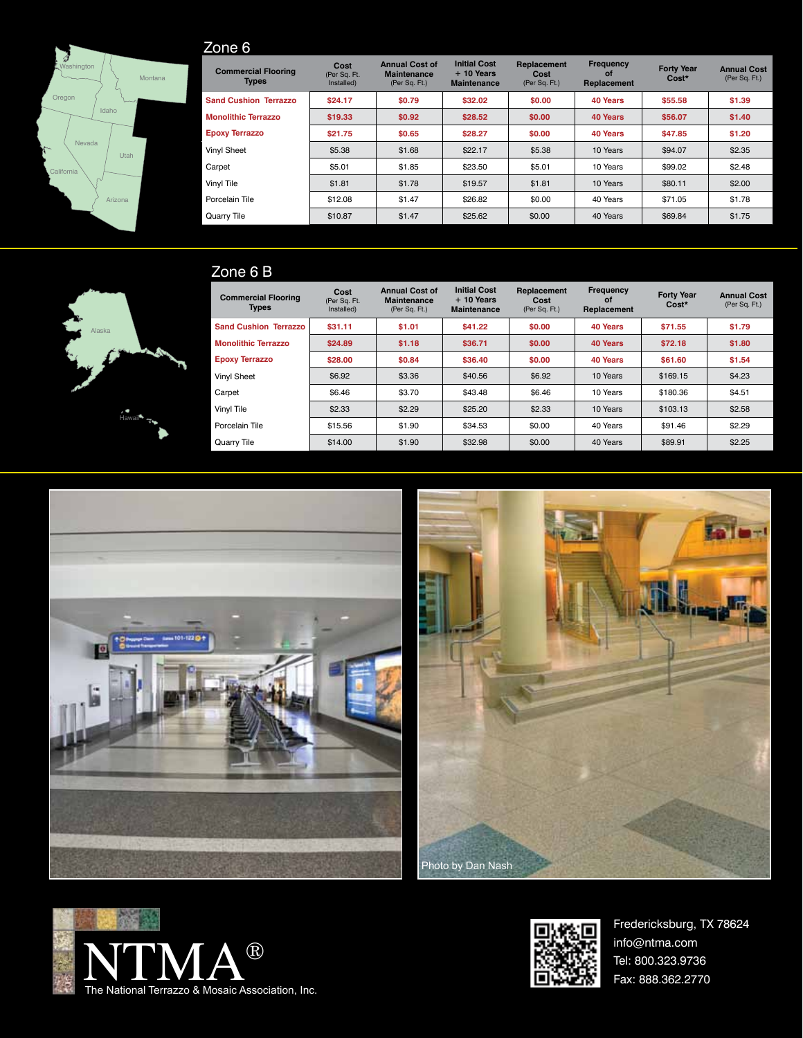## Zone 6

| Commercial Flooring Types | Cost (Per Sq. Ft. Installed) | Annual Cost of Maintenance (Per Sq. Ft.) | Initial Cost + 10 Years Maintenance | Replacement Cost (Per Sq. Ft.) | Frequency of Replacement | Forty Year Cost* | Annual Cost (Per Sq. Ft.) |
|---|---|---|---|---|---|---|---|
| **Sand Cushion Terrazzo** | **$24.17** | **$0.79** | **$32.02** | **$0.00** | **40 Years** | **$55.58** | **$1.39** |
| **Monolithic Terrazzo** | **$19.33** | **$0.92** | **$28.52** | **$0.00** | **40 Years** | **$56.07** | **$1.40** |
| **Epoxy Terrazzo** | **$21.75** | **$0.65** | **$28.27** | **$0.00** | **40 Years** | **$47.85** | **$1.20** |
| Vinyl Sheet | $5.38 | $1.68 | $22.17 | $5.38 | 10 Years | $94.07 | $2.35 |
| Carpet | $5.01 | $1.85 | $23.50 | $5.01 | 10 Years | $99.02 | $2.48 |
| Vinyl Tile | $1.81 | $1.78 | $19.57 | $1.81 | 10 Years | $80.11 | $2.00 |
| Porcelain Tile | $12.08 | $1.47 | $26.82 | $0.00 | 40 Years | $71.05 | $1.78 |
| Quarry Tile | $10.87 | $1.47 | $25.62 | $0.00 | 40 Years | $69.84 | $1.75 |

## Zone 6 B

| Commercial Flooring Types | Cost (Per Sq. Ft. Installed) | Annual Cost of Maintenance (Per Sq. Ft.) | Initial Cost + 10 Years Maintenance | Replacement Cost (Per Sq. Ft.) | Frequency of Replacement | Forty Year Cost* | Annual Cost (Per Sq. Ft.) |
|---|---|---|---|---|---|---|---|
| **Sand Cushion Terrazzo** | **$31.11** | **$1.01** | **$41.22** | **$0.00** | **40 Years** | **$71.55** | **$1.79** |
| **Monolithic Terrazzo** | **$24.89** | **$1.18** | **$36.71** | **$0.00** | **40 Years** | **$72.18** | **$1.80** |
| **Epoxy Terrazzo** | **$28.00** | **$0.84** | **$36.40** | **$0.00** | **40 Years** | **$61.60** | **$1.54** |
| Vinyl Sheet | $6.92 | $3.36 | $40.56 | $6.92 | 10 Years | $169.15 | $4.23 |
| Carpet | $6.46 | $3.70 | $43.48 | $6.46 | 10 Years | $180.36 | $4.51 |
| Vinyl Tile | $2.33 | $2.29 | $25.20 | $2.33 | 10 Years | $103.13 | $2.58 |
| Porcelain Tile | $15.56 | $1.90 | $34.53 | $0.00 | 40 Years | $91.46 | $2.29 |
| Quarry Tile | $14.00 | $1.90 | $32.98 | $0.00 | 40 Years | $89.91 | $2.25 |

Photo by Dan Nash

NTMA®
The National Terrazzo & Mosaic Association, Inc.

Fredericksburg, TX 78624
info@ntma.com
Tel: 800.323.9736
Fax: 888.362.2770